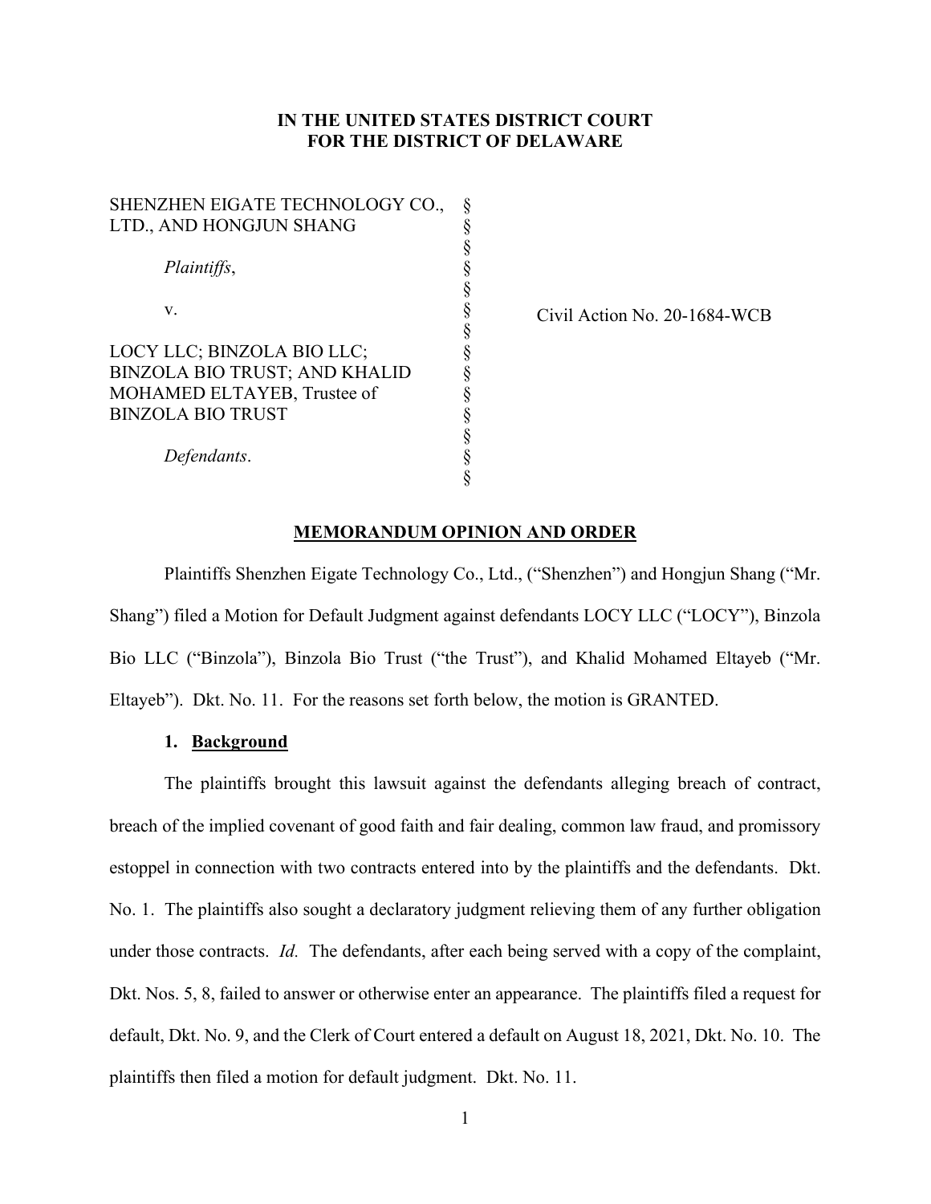**IN THE UNITED STATES DISTRICT COURT**
**FOR THE DISTRICT OF DELAWARE**

SHENZHEN EIGATE TECHNOLOGY CO., LTD., AND HONGJUN SHANG

*Plaintiffs*,

v.

LOCY LLC; BINZOLA BIO LLC; BINZOLA BIO TRUST; AND KHALID MOHAMED ELTAYEB, Trustee of BINZOLA BIO TRUST

*Defendants*.

Civil Action No. 20-1684-WCB

**MEMORANDUM OPINION AND ORDER**

Plaintiffs Shenzhen Eigate Technology Co., Ltd., ("Shenzhen") and Hongjun Shang ("Mr. Shang") filed a Motion for Default Judgment against defendants LOCY LLC ("LOCY"), Binzola Bio LLC ("Binzola"), Binzola Bio Trust ("the Trust"), and Khalid Mohamed Eltayeb ("Mr. Eltayeb"). Dkt. No. 11. For the reasons set forth below, the motion is GRANTED.

**1. Background**

The plaintiffs brought this lawsuit against the defendants alleging breach of contract, breach of the implied covenant of good faith and fair dealing, common law fraud, and promissory estoppel in connection with two contracts entered into by the plaintiffs and the defendants. Dkt. No. 1. The plaintiffs also sought a declaratory judgment relieving them of any further obligation under those contracts. *Id.* The defendants, after each being served with a copy of the complaint, Dkt. Nos. 5, 8, failed to answer or otherwise enter an appearance. The plaintiffs filed a request for default, Dkt. No. 9, and the Clerk of Court entered a default on August 18, 2021, Dkt. No. 10. The plaintiffs then filed a motion for default judgment. Dkt. No. 11.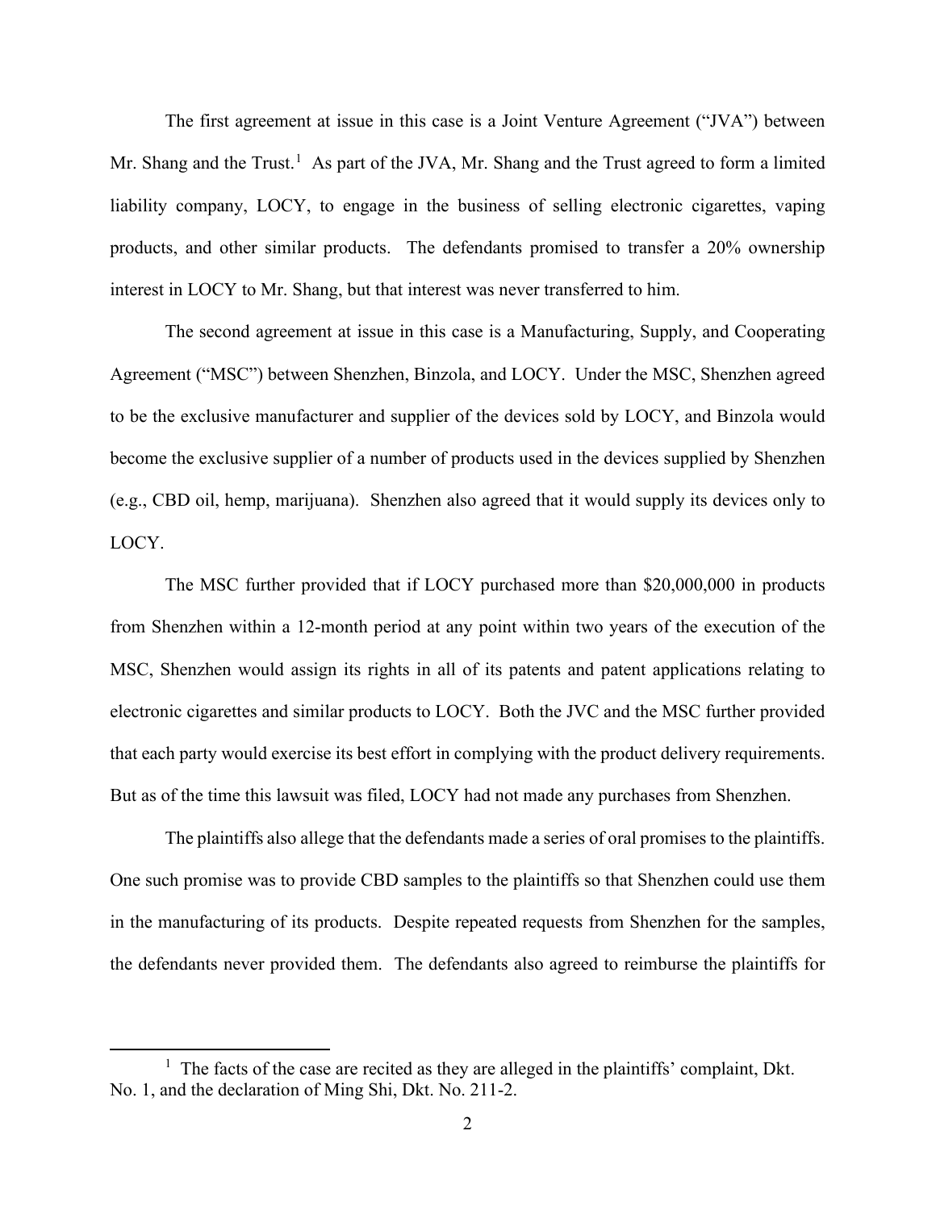The first agreement at issue in this case is a Joint Venture Agreement ("JVA") between Mr. Shang and the Trust.[1] As part of the JVA, Mr. Shang and the Trust agreed to form a limited liability company, LOCY, to engage in the business of selling electronic cigarettes, vaping products, and other similar products. The defendants promised to transfer a 20% ownership interest in LOCY to Mr. Shang, but that interest was never transferred to him.

The second agreement at issue in this case is a Manufacturing, Supply, and Cooperating Agreement ("MSC") between Shenzhen, Binzola, and LOCY. Under the MSC, Shenzhen agreed to be the exclusive manufacturer and supplier of the devices sold by LOCY, and Binzola would become the exclusive supplier of a number of products used in the devices supplied by Shenzhen (e.g., CBD oil, hemp, marijuana). Shenzhen also agreed that it would supply its devices only to LOCY.

The MSC further provided that if LOCY purchased more than $20,000,000 in products from Shenzhen within a 12-month period at any point within two years of the execution of the MSC, Shenzhen would assign its rights in all of its patents and patent applications relating to electronic cigarettes and similar products to LOCY. Both the JVC and the MSC further provided that each party would exercise its best effort in complying with the product delivery requirements. But as of the time this lawsuit was filed, LOCY had not made any purchases from Shenzhen.

The plaintiffs also allege that the defendants made a series of oral promises to the plaintiffs. One such promise was to provide CBD samples to the plaintiffs so that Shenzhen could use them in the manufacturing of its products. Despite repeated requests from Shenzhen for the samples, the defendants never provided them. The defendants also agreed to reimburse the plaintiffs for

[1] The facts of the case are recited as they are alleged in the plaintiffs' complaint, Dkt. No. 1, and the declaration of Ming Shi, Dkt. No. 211-2.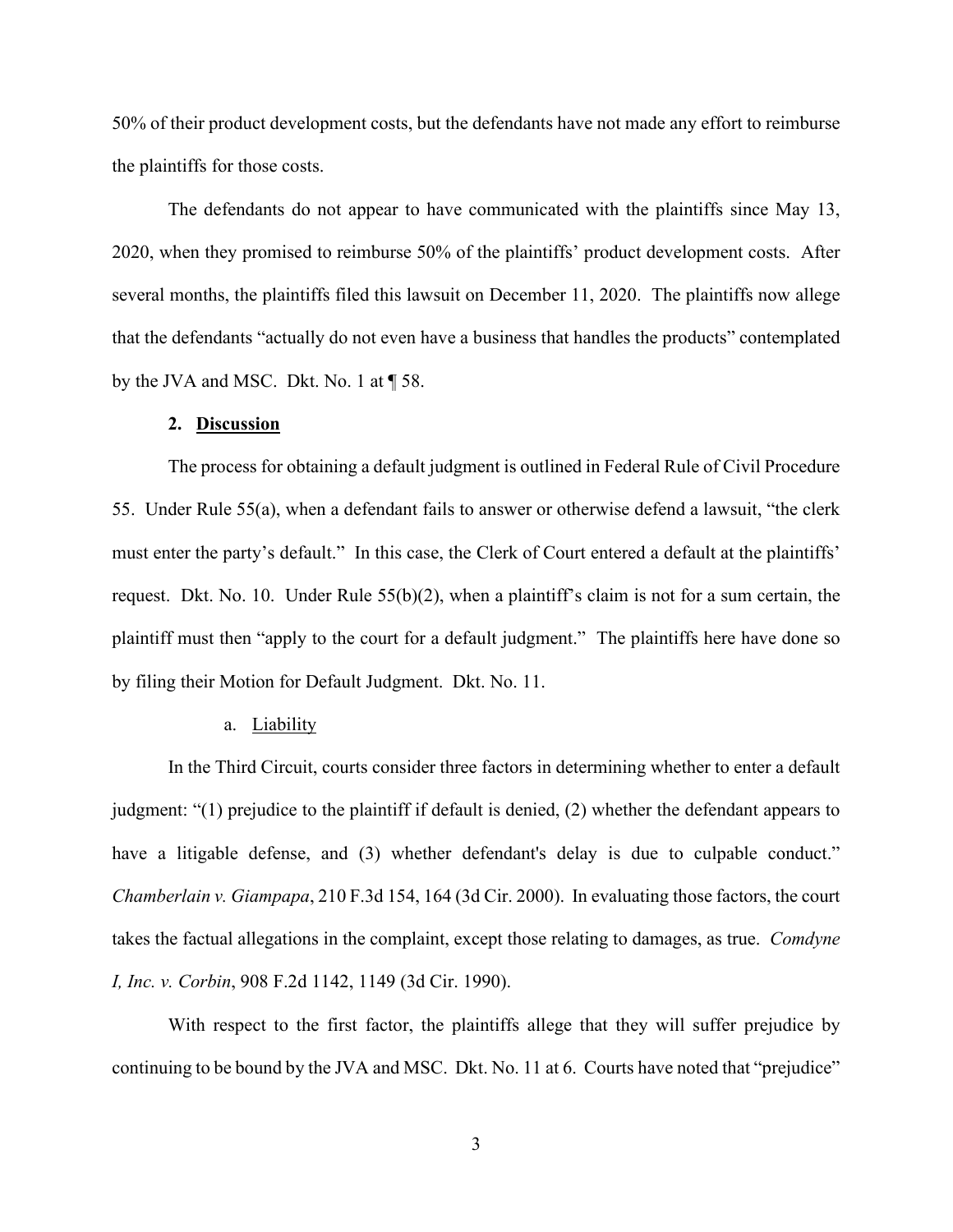50% of their product development costs, but the defendants have not made any effort to reimburse the plaintiffs for those costs.

The defendants do not appear to have communicated with the plaintiffs since May 13, 2020, when they promised to reimburse 50% of the plaintiffs' product development costs. After several months, the plaintiffs filed this lawsuit on December 11, 2020. The plaintiffs now allege that the defendants "actually do not even have a business that handles the products" contemplated by the JVA and MSC. Dkt. No. 1 at ¶ 58.

### 2. Discussion

The process for obtaining a default judgment is outlined in Federal Rule of Civil Procedure 55. Under Rule 55(a), when a defendant fails to answer or otherwise defend a lawsuit, "the clerk must enter the party's default." In this case, the Clerk of Court entered a default at the plaintiffs' request. Dkt. No. 10. Under Rule 55(b)(2), when a plaintiff's claim is not for a sum certain, the plaintiff must then "apply to the court for a default judgment." The plaintiffs here have done so by filing their Motion for Default Judgment. Dkt. No. 11.

#### a. Liability

In the Third Circuit, courts consider three factors in determining whether to enter a default judgment: "(1) prejudice to the plaintiff if default is denied, (2) whether the defendant appears to have a litigable defense, and (3) whether defendant's delay is due to culpable conduct." *Chamberlain v. Giampapa*, 210 F.3d 154, 164 (3d Cir. 2000). In evaluating those factors, the court takes the factual allegations in the complaint, except those relating to damages, as true. *Comdyne I, Inc. v. Corbin*, 908 F.2d 1142, 1149 (3d Cir. 1990).

With respect to the first factor, the plaintiffs allege that they will suffer prejudice by continuing to be bound by the JVA and MSC. Dkt. No. 11 at 6. Courts have noted that "prejudice"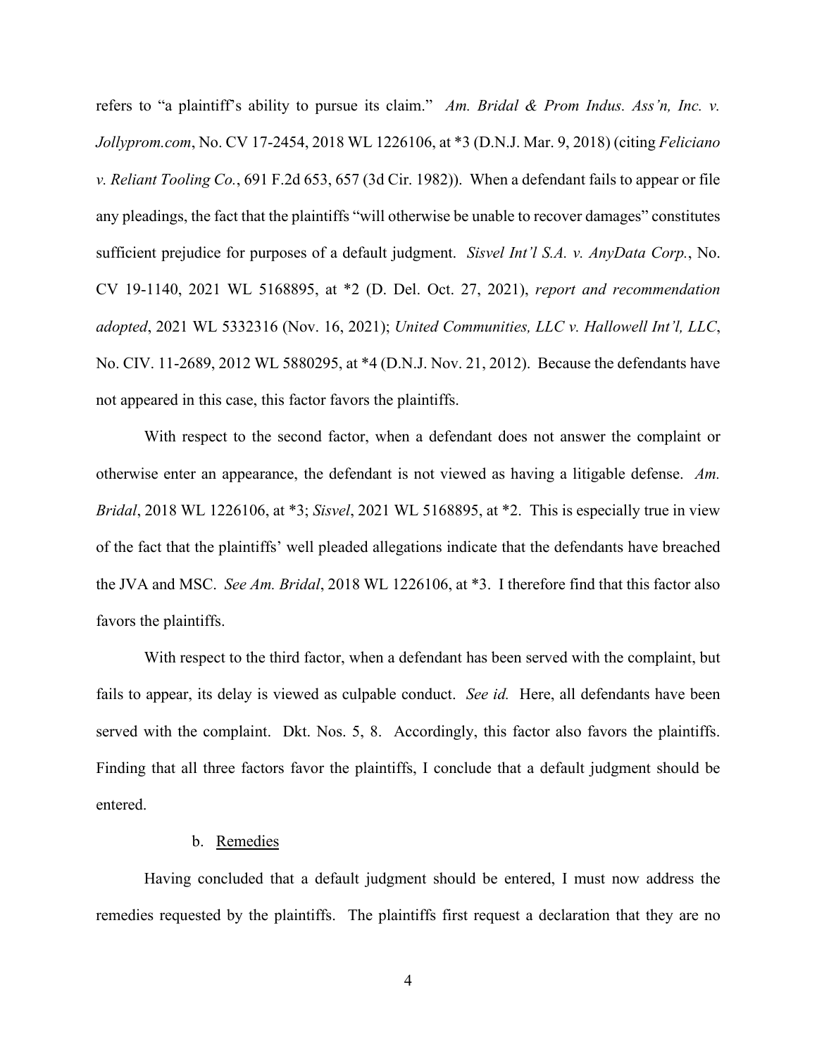refers to "a plaintiff's ability to pursue its claim." *Am. Bridal & Prom Indus. Ass'n, Inc. v. Jollyprom.com*, No. CV 17-2454, 2018 WL 1226106, at *3 (D.N.J. Mar. 9, 2018) (citing *Feliciano v. Reliant Tooling Co.*, 691 F.2d 653, 657 (3d Cir. 1982)). When a defendant fails to appear or file any pleadings, the fact that the plaintiffs "will otherwise be unable to recover damages" constitutes sufficient prejudice for purposes of a default judgment. *Sisvel Int'l S.A. v. AnyData Corp.*, No. CV 19-1140, 2021 WL 5168895, at *2 (D. Del. Oct. 27, 2021), *report and recommendation adopted*, 2021 WL 5332316 (Nov. 16, 2021); *United Communities, LLC v. Hallowell Int'l, LLC*, No. CIV. 11-2689, 2012 WL 5880295, at *4 (D.N.J. Nov. 21, 2012). Because the defendants have not appeared in this case, this factor favors the plaintiffs.

With respect to the second factor, when a defendant does not answer the complaint or otherwise enter an appearance, the defendant is not viewed as having a litigable defense. *Am. Bridal*, 2018 WL 1226106, at *3; *Sisvel*, 2021 WL 5168895, at *2. This is especially true in view of the fact that the plaintiffs' well pleaded allegations indicate that the defendants have breached the JVA and MSC. *See Am. Bridal*, 2018 WL 1226106, at *3. I therefore find that this factor also favors the plaintiffs.

With respect to the third factor, when a defendant has been served with the complaint, but fails to appear, its delay is viewed as culpable conduct. *See id.* Here, all defendants have been served with the complaint. Dkt. Nos. 5, 8. Accordingly, this factor also favors the plaintiffs. Finding that all three factors favor the plaintiffs, I conclude that a default judgment should be entered.

b. Remedies

Having concluded that a default judgment should be entered, I must now address the remedies requested by the plaintiffs. The plaintiffs first request a declaration that they are no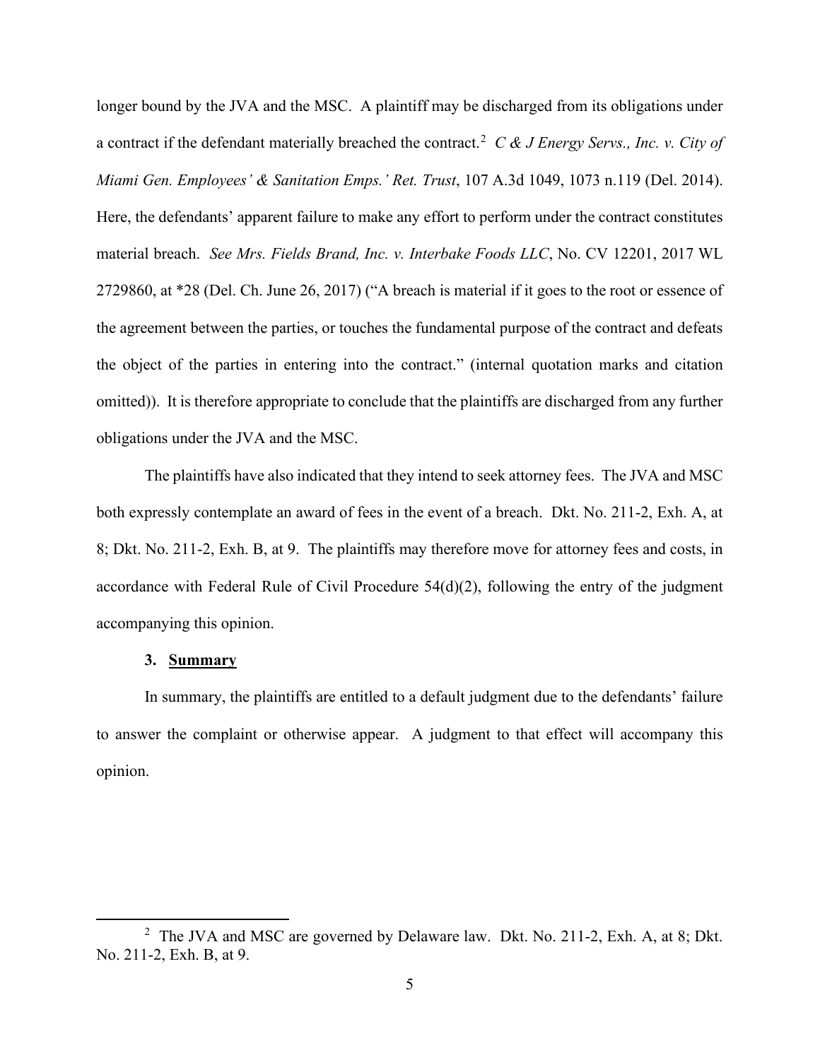longer bound by the JVA and the MSC. A plaintiff may be discharged from its obligations under a contract if the defendant materially breached the contract.[2] *C & J Energy Servs., Inc. v. City of Miami Gen. Employees' & Sanitation Emps.' Ret. Trust*, 107 A.3d 1049, 1073 n.119 (Del. 2014). Here, the defendants' apparent failure to make any effort to perform under the contract constitutes material breach. *See Mrs. Fields Brand, Inc. v. Interbake Foods LLC*, No. CV 12201, 2017 WL 2729860, at *28 (Del. Ch. June 26, 2017) ("A breach is material if it goes to the root or essence of the agreement between the parties, or touches the fundamental purpose of the contract and defeats the object of the parties in entering into the contract." (internal quotation marks and citation omitted)). It is therefore appropriate to conclude that the plaintiffs are discharged from any further obligations under the JVA and the MSC.

The plaintiffs have also indicated that they intend to seek attorney fees. The JVA and MSC both expressly contemplate an award of fees in the event of a breach. Dkt. No. 211-2, Exh. A, at 8; Dkt. No. 211-2, Exh. B, at 9. The plaintiffs may therefore move for attorney fees and costs, in accordance with Federal Rule of Civil Procedure 54(d)(2), following the entry of the judgment accompanying this opinion.

### 3. **Summary**

In summary, the plaintiffs are entitled to a default judgment due to the defendants' failure to answer the complaint or otherwise appear. A judgment to that effect will accompany this opinion.

---

[2] The JVA and MSC are governed by Delaware law. Dkt. No. 211-2, Exh. A, at 8; Dkt. No. 211-2, Exh. B, at 9.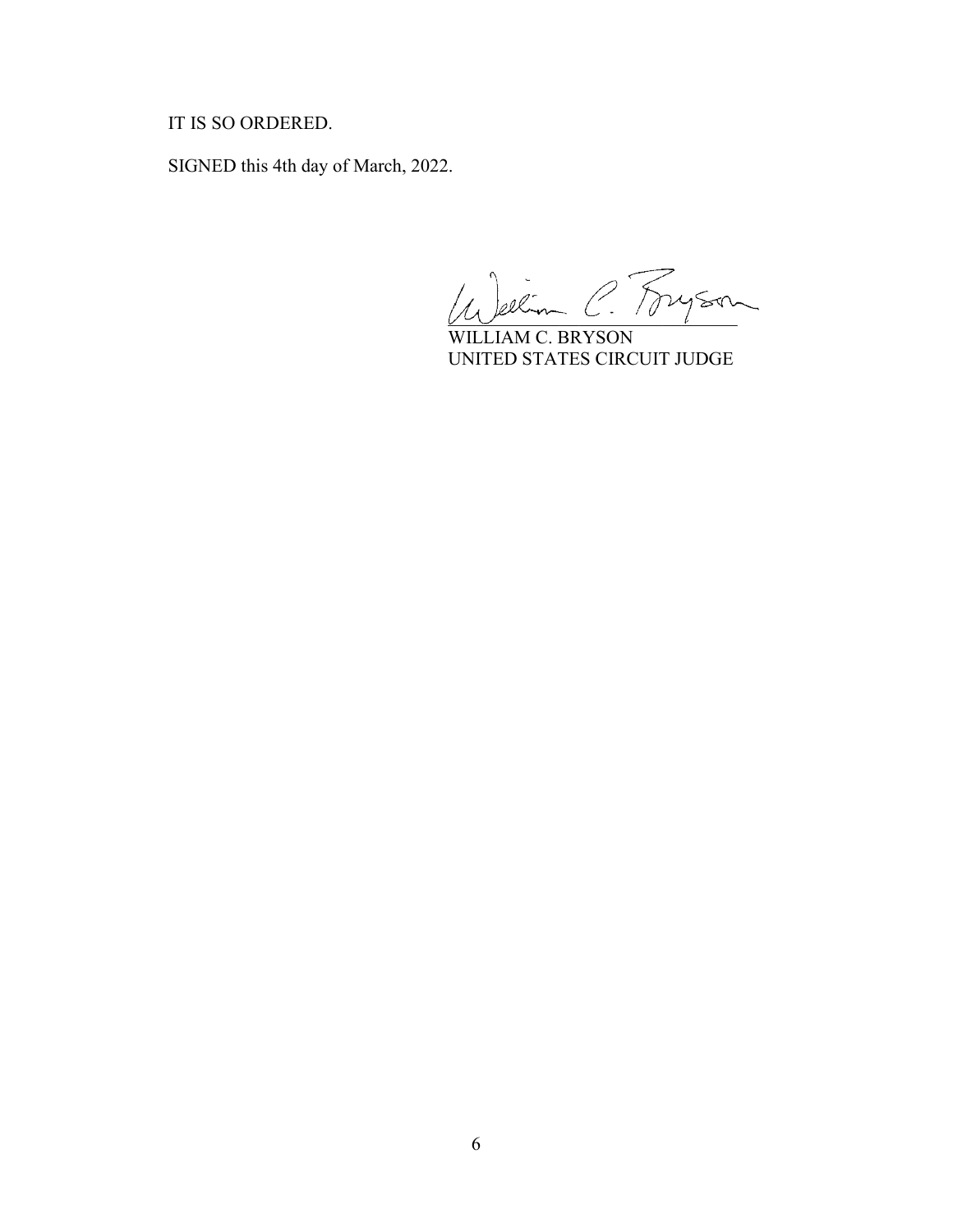IT IS SO ORDERED.

SIGNED this 4th day of March, 2022.

WILLIAM C. BRYSON
UNITED STATES CIRCUIT JUDGE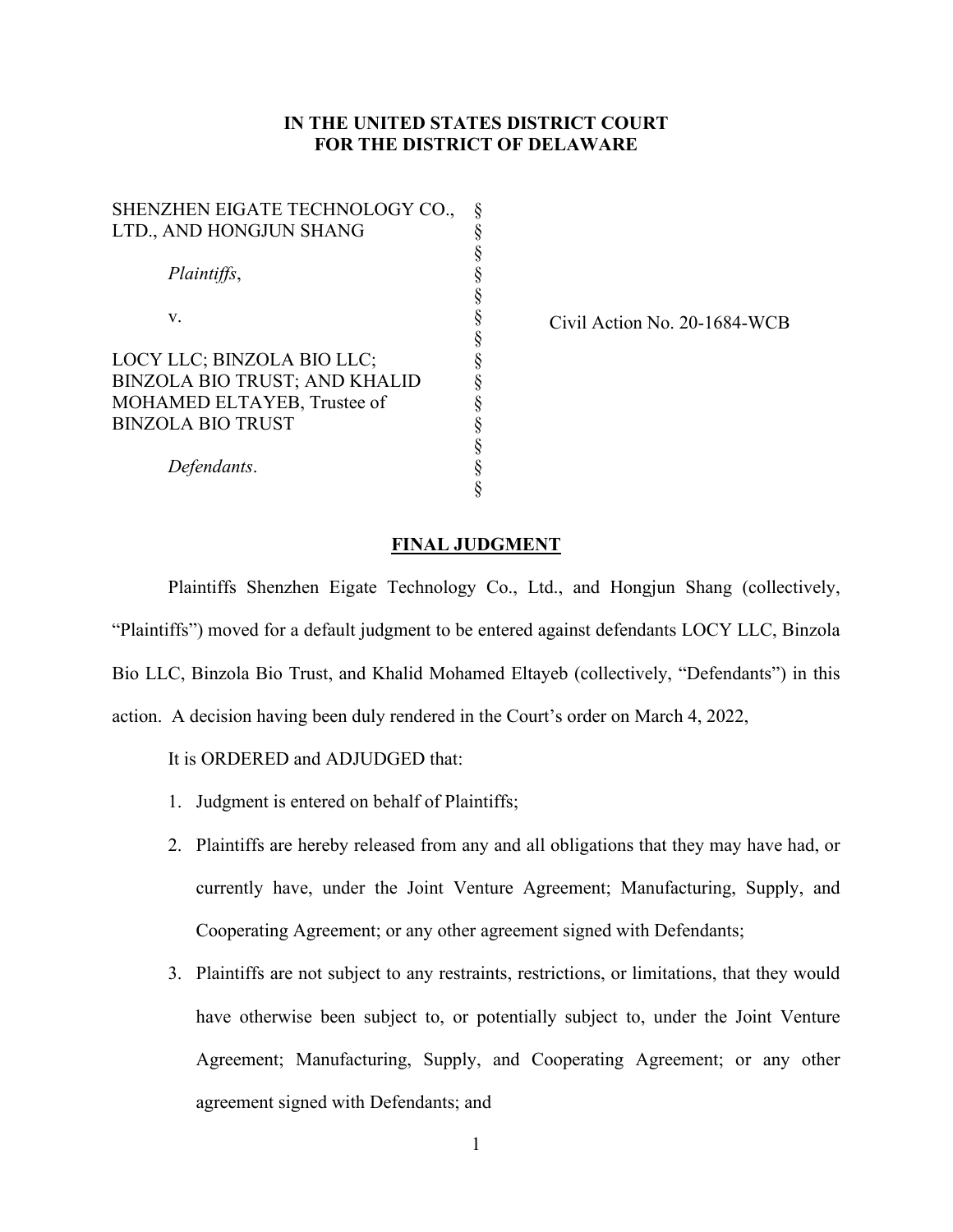**IN THE UNITED STATES DISTRICT COURT**
**FOR THE DISTRICT OF DELAWARE**

| | | |
|---|---|---|
| SHENZHEN EIGATE TECHNOLOGY CO., LTD., AND HONGJUN SHANG | § | |
| *Plaintiffs*, | § | |
| v. | § | Civil Action No. 20-1684-WCB |
| LOCY LLC; BINZOLA BIO LLC; BINZOLA BIO TRUST; AND KHALID MOHAMED ELTAYEB, Trustee of BINZOLA BIO TRUST | § | |
| *Defendants*. | § | |

**<u>FINAL JUDGMENT</u>**

Plaintiffs Shenzhen Eigate Technology Co., Ltd., and Hongjun Shang (collectively, "Plaintiffs") moved for a default judgment to be entered against defendants LOCY LLC, Binzola Bio LLC, Binzola Bio Trust, and Khalid Mohamed Eltayeb (collectively, "Defendants") in this action. A decision having been duly rendered in the Court's order on March 4, 2022,

It is ORDERED and ADJUDGED that:

1. Judgment is entered on behalf of Plaintiffs;
2. Plaintiffs are hereby released from any and all obligations that they may have had, or currently have, under the Joint Venture Agreement; Manufacturing, Supply, and Cooperating Agreement; or any other agreement signed with Defendants;
3. Plaintiffs are not subject to any restraints, restrictions, or limitations, that they would have otherwise been subject to, or potentially subject to, under the Joint Venture Agreement; Manufacturing, Supply, and Cooperating Agreement; or any other agreement signed with Defendants; and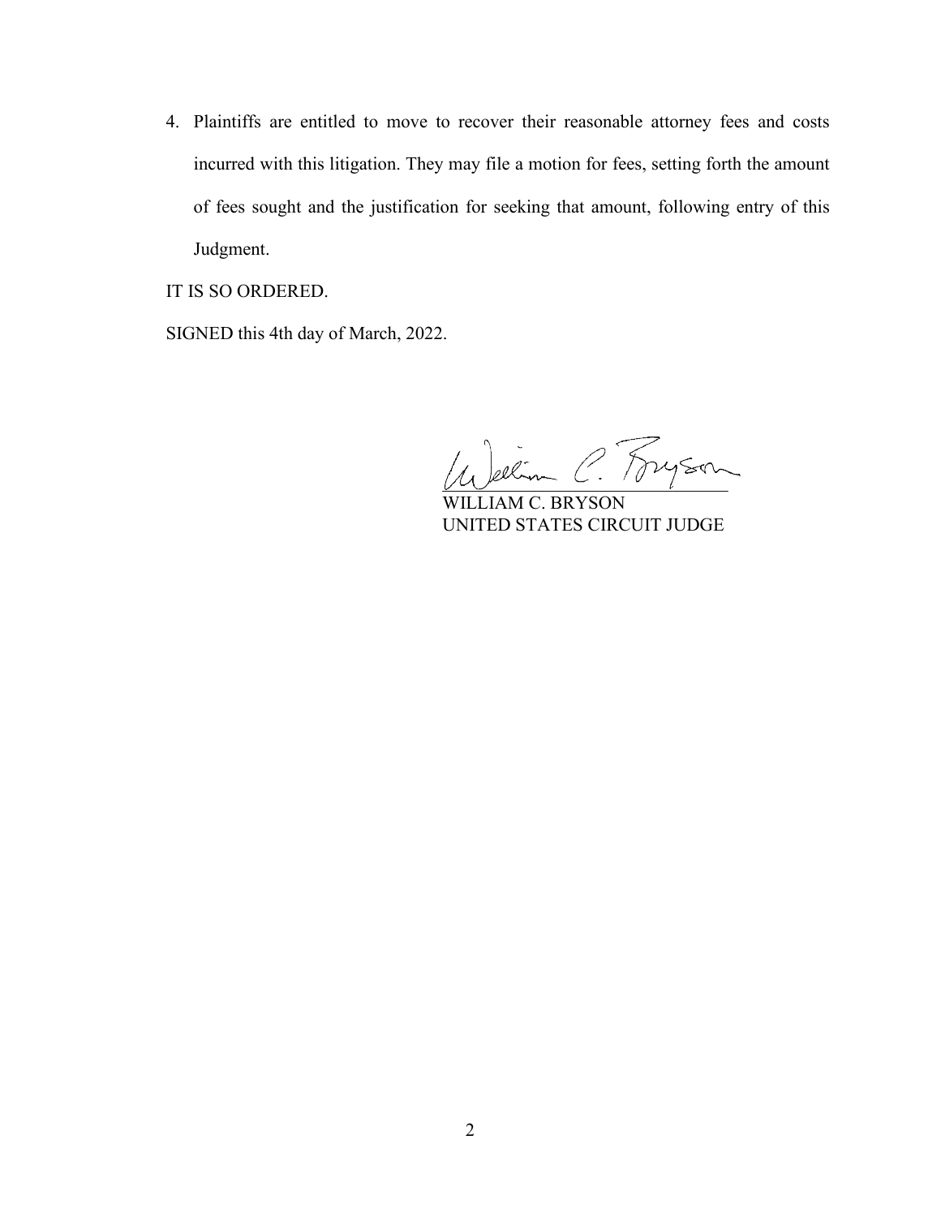4. Plaintiffs are entitled to move to recover their reasonable attorney fees and costs incurred with this litigation. They may file a motion for fees, setting forth the amount of fees sought and the justification for seeking that amount, following entry of this Judgment.

IT IS SO ORDERED.

SIGNED this 4th day of March, 2022.

WILLIAM C. BRYSON
UNITED STATES CIRCUIT JUDGE